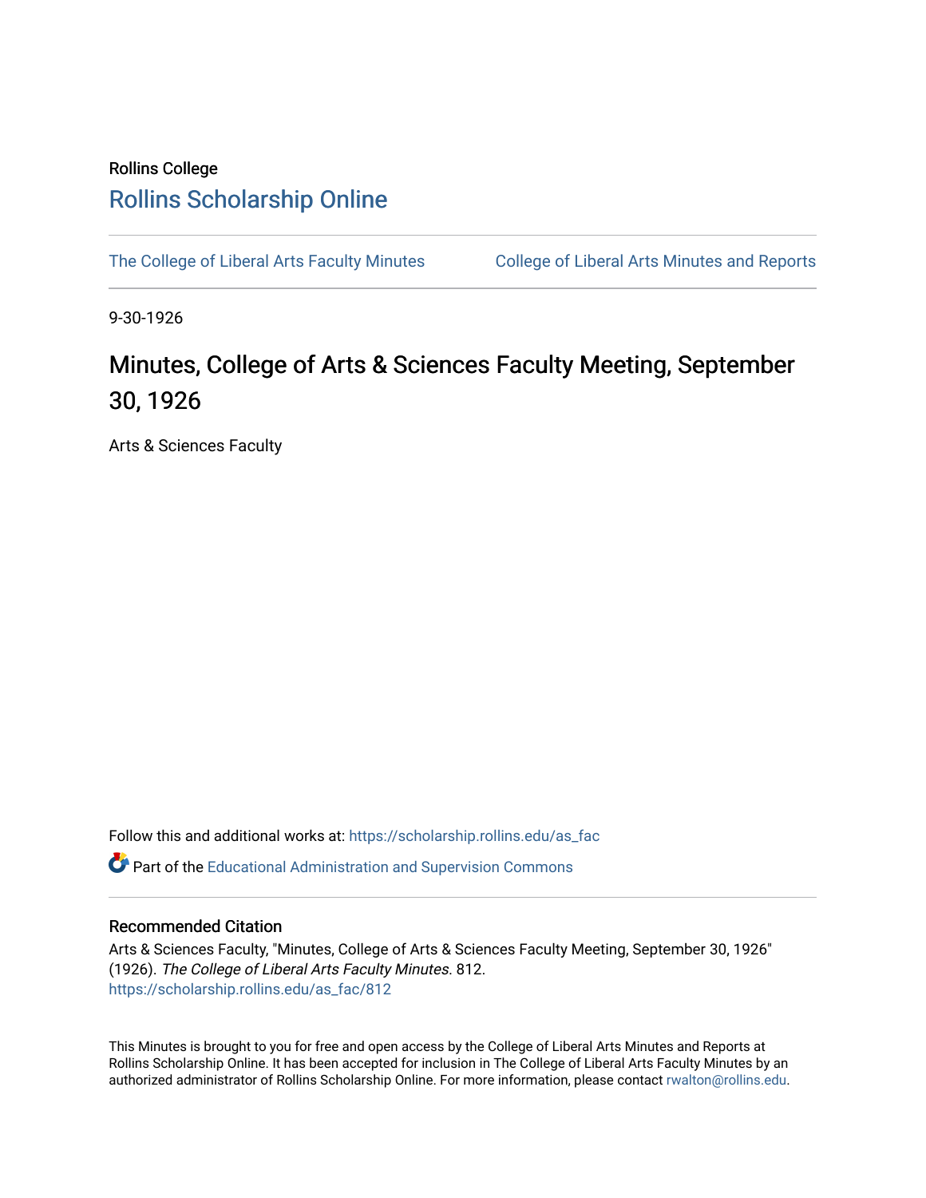Rollins College

# Rollins Scholarship Online

The College of Liberal Arts Faculty Minutes | College of Liberal Arts Minutes and Reports

9-30-1926

## Minutes, College of Arts & Sciences Faculty Meeting, September 30, 1926

Arts & Sciences Faculty

Follow this and additional works at: https://scholarship.rollins.edu/as_fac

Part of the Educational Administration and Supervision Commons

### Recommended Citation

Arts & Sciences Faculty, "Minutes, College of Arts & Sciences Faculty Meeting, September 30, 1926" (1926). *The College of Liberal Arts Faculty Minutes*. 812.
https://scholarship.rollins.edu/as_fac/812

This Minutes is brought to you for free and open access by the College of Liberal Arts Minutes and Reports at Rollins Scholarship Online. It has been accepted for inclusion in The College of Liberal Arts Faculty Minutes by an authorized administrator of Rollins Scholarship Online. For more information, please contact rwalton@rollins.edu.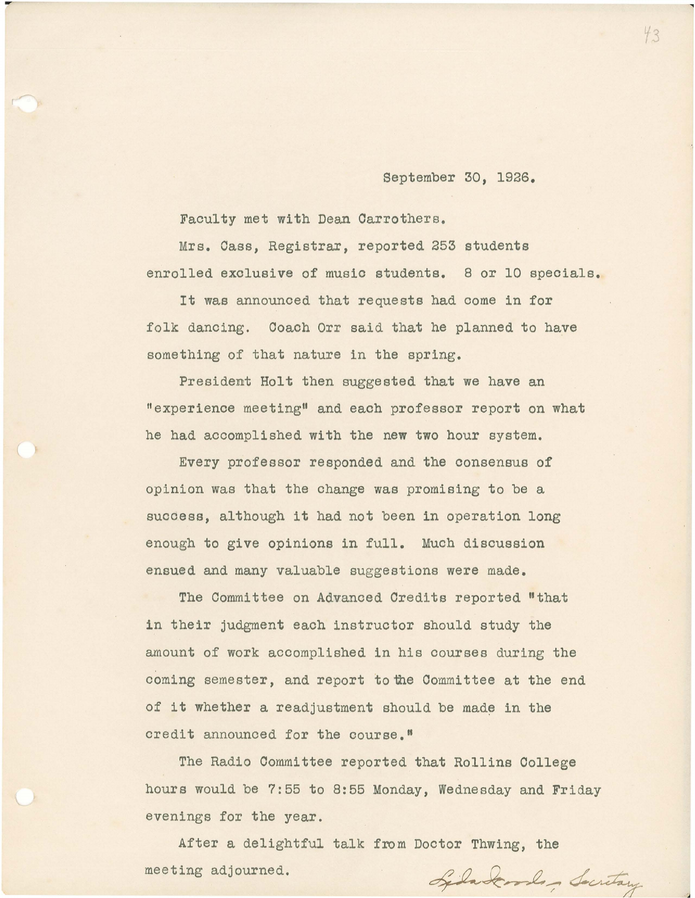September 30, 1926.

Faculty met with Dean Carrothers.

Mrs. Cass, Registrar, reported 253 students enrolled exclusive of music students. 8 or 10 specials.

It was announced that requests had come in for folk dancing. Coach Orr said that he planned to have something of that nature in the spring.

President Holt then suggested that we have an "experience meeting" and each professor report on what he had accomplished with the new two hour system.

Every professor responded and the consensus of opinion was that the change was promising to be a success, although it had not been in operation long enough to give opinions in full. Much discussion ensued and many valuable suggestions were made.

The Committee on Advanced Credits reported "that in their judgment each instructor should study the amount of work accomplished in his courses during the coming semester, and report to the Committee at the end of it whether a readjustment should be made in the credit announced for the course."

The Radio Committee reported that Rollins College hours would be 7:55 to 8:55 Monday, Wednesday and Friday evenings for the year.

After a delightful talk from Doctor Thwing, the meeting adjourned.

Lida Woods, Secretary